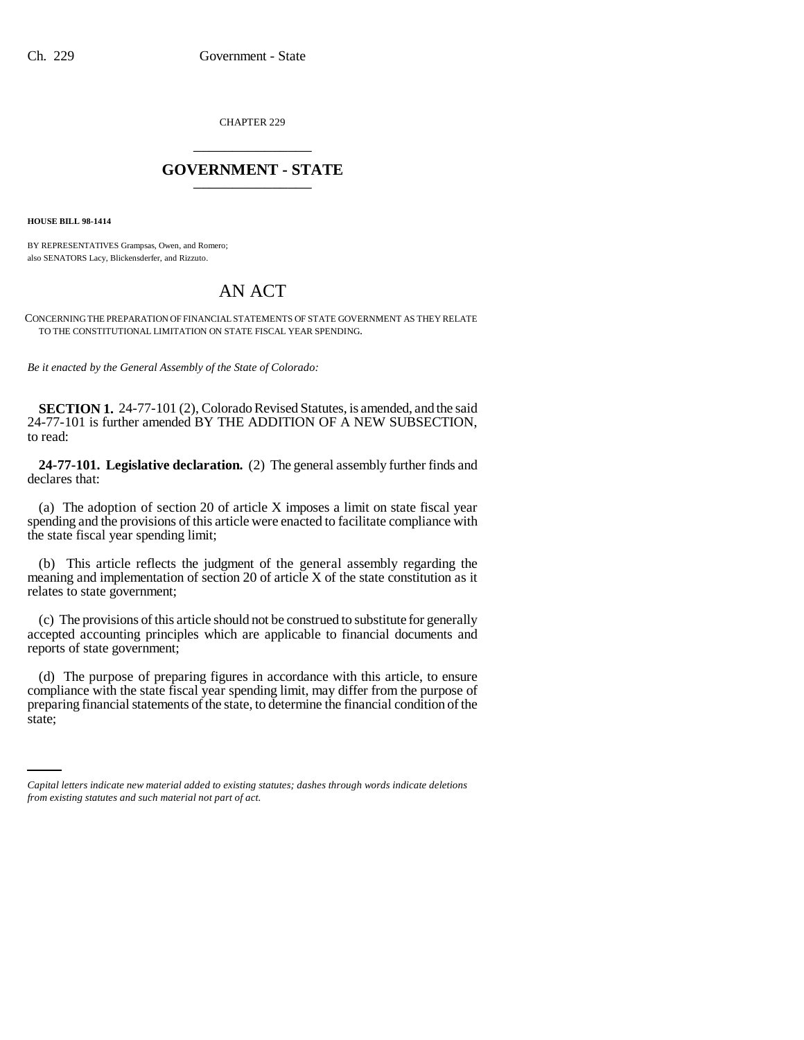CHAPTER 229

# GOVERNMENT - STATE

**HOUSE BILL 98-1414**

BY REPRESENTATIVES Grampsas, Owen, and Romero;
also SENATORS Lacy, Blickensderfer, and Rizzuto.

# AN ACT

CONCERNING THE PREPARATION OF FINANCIAL STATEMENTS OF STATE GOVERNMENT AS THEY RELATE TO THE CONSTITUTIONAL LIMITATION ON STATE FISCAL YEAR SPENDING.

*Be it enacted by the General Assembly of the State of Colorado:*

**SECTION 1.** 24-77-101 (2), Colorado Revised Statutes, is amended, and the said 24-77-101 is further amended BY THE ADDITION OF A NEW SUBSECTION, to read:

**24-77-101. Legislative declaration.** (2) The general assembly further finds and declares that:

(a) The adoption of section 20 of article X imposes a limit on state fiscal year spending and the provisions of this article were enacted to facilitate compliance with the state fiscal year spending limit;

(b) This article reflects the judgment of the general assembly regarding the meaning and implementation of section 20 of article X of the state constitution as it relates to state government;

(c) The provisions of this article should not be construed to substitute for generally accepted accounting principles which are applicable to financial documents and reports of state government;

(d) The purpose of preparing figures in accordance with this article, to ensure compliance with the state fiscal year spending limit, may differ from the purpose of preparing financial statements of the state, to determine the financial condition of the state;

*Capital letters indicate new material added to existing statutes; dashes through words indicate deletions from existing statutes and such material not part of act.*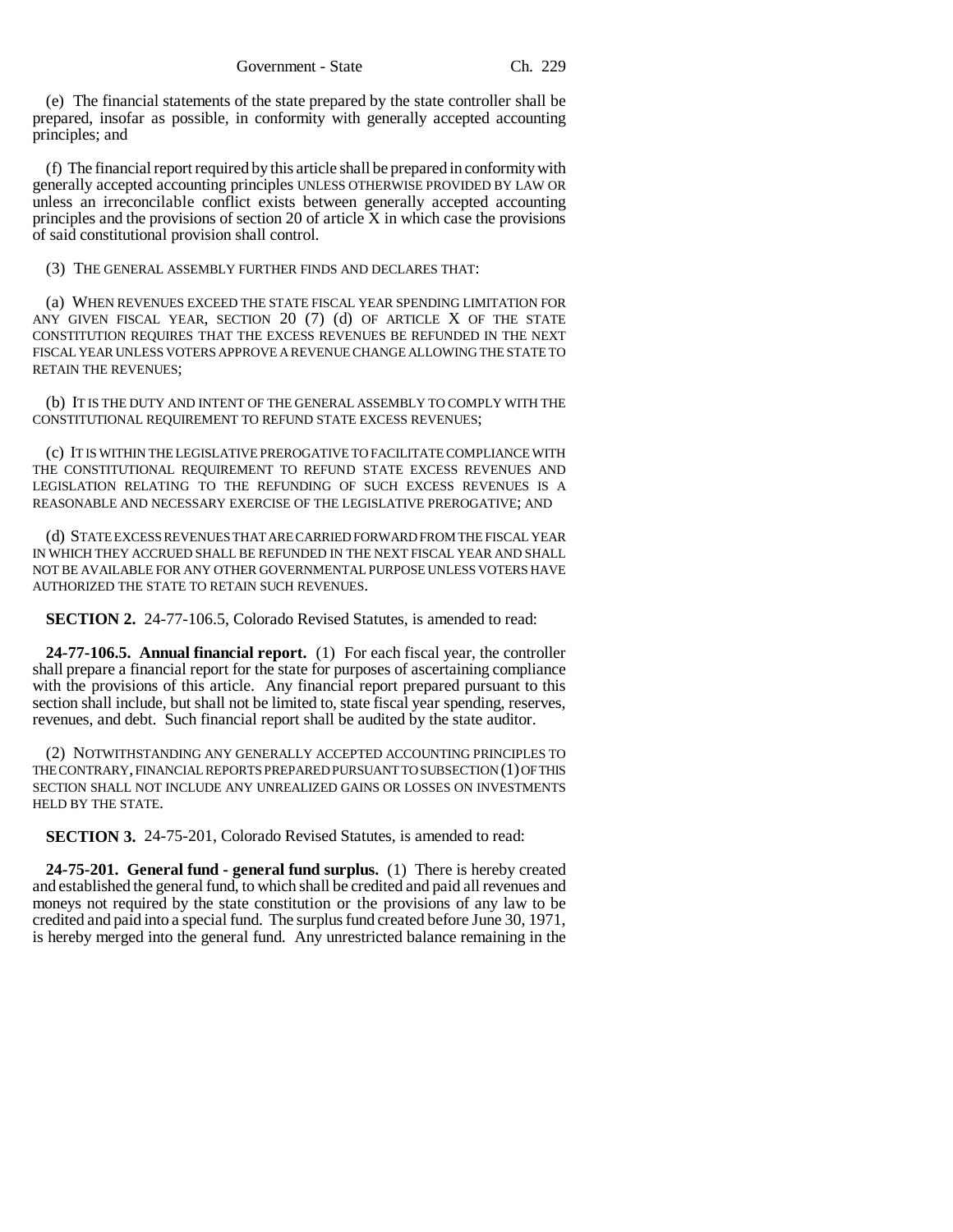(e) The financial statements of the state prepared by the state controller shall be prepared, insofar as possible, in conformity with generally accepted accounting principles; and

(f) The financial report required by this article shall be prepared in conformity with generally accepted accounting principles UNLESS OTHERWISE PROVIDED BY LAW OR unless an irreconcilable conflict exists between generally accepted accounting principles and the provisions of section 20 of article X in which case the provisions of said constitutional provision shall control.

(3) THE GENERAL ASSEMBLY FURTHER FINDS AND DECLARES THAT:

(a) WHEN REVENUES EXCEED THE STATE FISCAL YEAR SPENDING LIMITATION FOR ANY GIVEN FISCAL YEAR, SECTION 20 (7) (d) OF ARTICLE X OF THE STATE CONSTITUTION REQUIRES THAT THE EXCESS REVENUES BE REFUNDED IN THE NEXT FISCAL YEAR UNLESS VOTERS APPROVE A REVENUE CHANGE ALLOWING THE STATE TO RETAIN THE REVENUES;

(b) IT IS THE DUTY AND INTENT OF THE GENERAL ASSEMBLY TO COMPLY WITH THE CONSTITUTIONAL REQUIREMENT TO REFUND STATE EXCESS REVENUES;

(c) IT IS WITHIN THE LEGISLATIVE PREROGATIVE TO FACILITATE COMPLIANCE WITH THE CONSTITUTIONAL REQUIREMENT TO REFUND STATE EXCESS REVENUES AND LEGISLATION RELATING TO THE REFUNDING OF SUCH EXCESS REVENUES IS A REASONABLE AND NECESSARY EXERCISE OF THE LEGISLATIVE PREROGATIVE; AND

(d) STATE EXCESS REVENUES THAT ARE CARRIED FORWARD FROM THE FISCAL YEAR IN WHICH THEY ACCRUED SHALL BE REFUNDED IN THE NEXT FISCAL YEAR AND SHALL NOT BE AVAILABLE FOR ANY OTHER GOVERNMENTAL PURPOSE UNLESS VOTERS HAVE AUTHORIZED THE STATE TO RETAIN SUCH REVENUES.

**SECTION 2.** 24-77-106.5, Colorado Revised Statutes, is amended to read:

**24-77-106.5. Annual financial report.** (1) For each fiscal year, the controller shall prepare a financial report for the state for purposes of ascertaining compliance with the provisions of this article. Any financial report prepared pursuant to this section shall include, but shall not be limited to, state fiscal year spending, reserves, revenues, and debt. Such financial report shall be audited by the state auditor.

(2) NOTWITHSTANDING ANY GENERALLY ACCEPTED ACCOUNTING PRINCIPLES TO THE CONTRARY, FINANCIAL REPORTS PREPARED PURSUANT TO SUBSECTION (1) OF THIS SECTION SHALL NOT INCLUDE ANY UNREALIZED GAINS OR LOSSES ON INVESTMENTS HELD BY THE STATE.

**SECTION 3.** 24-75-201, Colorado Revised Statutes, is amended to read:

**24-75-201. General fund - general fund surplus.** (1) There is hereby created and established the general fund, to which shall be credited and paid all revenues and moneys not required by the state constitution or the provisions of any law to be credited and paid into a special fund. The surplus fund created before June 30, 1971, is hereby merged into the general fund. Any unrestricted balance remaining in the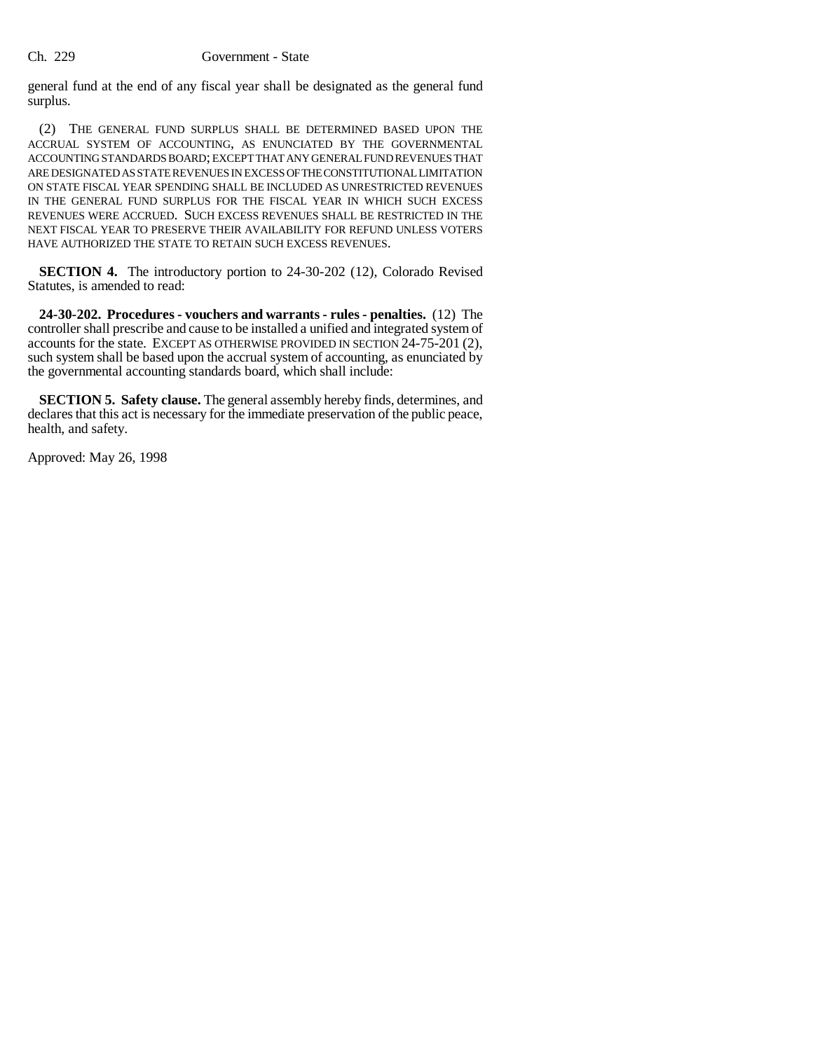general fund at the end of any fiscal year shall be designated as the general fund surplus.

(2) THE GENERAL FUND SURPLUS SHALL BE DETERMINED BASED UPON THE ACCRUAL SYSTEM OF ACCOUNTING, AS ENUNCIATED BY THE GOVERNMENTAL ACCOUNTING STANDARDS BOARD; EXCEPT THAT ANY GENERAL FUND REVENUES THAT ARE DESIGNATED AS STATE REVENUES IN EXCESS OF THE CONSTITUTIONAL LIMITATION ON STATE FISCAL YEAR SPENDING SHALL BE INCLUDED AS UNRESTRICTED REVENUES IN THE GENERAL FUND SURPLUS FOR THE FISCAL YEAR IN WHICH SUCH EXCESS REVENUES WERE ACCRUED. SUCH EXCESS REVENUES SHALL BE RESTRICTED IN THE NEXT FISCAL YEAR TO PRESERVE THEIR AVAILABILITY FOR REFUND UNLESS VOTERS HAVE AUTHORIZED THE STATE TO RETAIN SUCH EXCESS REVENUES.

**SECTION 4.** The introductory portion to 24-30-202 (12), Colorado Revised Statutes, is amended to read:

**24-30-202. Procedures - vouchers and warrants - rules - penalties.** (12) The controller shall prescribe and cause to be installed a unified and integrated system of accounts for the state. EXCEPT AS OTHERWISE PROVIDED IN SECTION 24-75-201 (2), such system shall be based upon the accrual system of accounting, as enunciated by the governmental accounting standards board, which shall include:

**SECTION 5. Safety clause.** The general assembly hereby finds, determines, and declares that this act is necessary for the immediate preservation of the public peace, health, and safety.

Approved: May 26, 1998